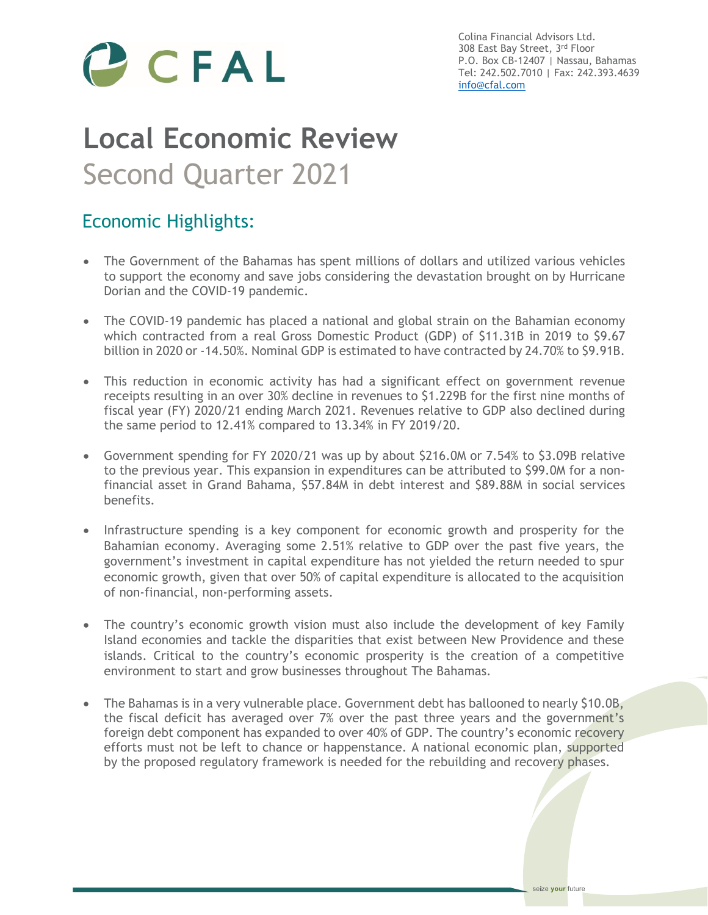CFAL

Colina Financial Advisors Ltd.
308 East Bay Street, 3rd Floor
P.O. Box CB-12407 | Nassau, Bahamas
Tel: 242.502.7010 | Fax: 242.393.4639
info@cfal.com

# Local Economic Review
## Second Quarter 2021

### Economic Highlights:

- The Government of the Bahamas has spent millions of dollars and utilized various vehicles to support the economy and save jobs considering the devastation brought on by Hurricane Dorian and the COVID-19 pandemic.

- The COVID-19 pandemic has placed a national and global strain on the Bahamian economy which contracted from a real Gross Domestic Product (GDP) of $11.31B in 2019 to $9.67 billion in 2020 or -14.50%. Nominal GDP is estimated to have contracted by 24.70% to $9.91B.

- This reduction in economic activity has had a significant effect on government revenue receipts resulting in an over 30% decline in revenues to $1.229B for the first nine months of fiscal year (FY) 2020/21 ending March 2021. Revenues relative to GDP also declined during the same period to 12.41% compared to 13.34% in FY 2019/20.

- Government spending for FY 2020/21 was up by about $216.0M or 7.54% to $3.09B relative to the previous year. This expansion in expenditures can be attributed to $99.0M for a non-financial asset in Grand Bahama, $57.84M in debt interest and $89.88M in social services benefits.

- Infrastructure spending is a key component for economic growth and prosperity for the Bahamian economy. Averaging some 2.51% relative to GDP over the past five years, the government's investment in capital expenditure has not yielded the return needed to spur economic growth, given that over 50% of capital expenditure is allocated to the acquisition of non-financial, non-performing assets.

- The country's economic growth vision must also include the development of key Family Island economies and tackle the disparities that exist between New Providence and these islands. Critical to the country's economic prosperity is the creation of a competitive environment to start and grow businesses throughout The Bahamas.

- The Bahamas is in a very vulnerable place. Government debt has ballooned to nearly $10.0B, the fiscal deficit has averaged over 7% over the past three years and the government's foreign debt component has expanded to over 40% of GDP. The country's economic recovery efforts must not be left to chance or happenstance. A national economic plan, supported by the proposed regulatory framework is needed for the rebuilding and recovery phases.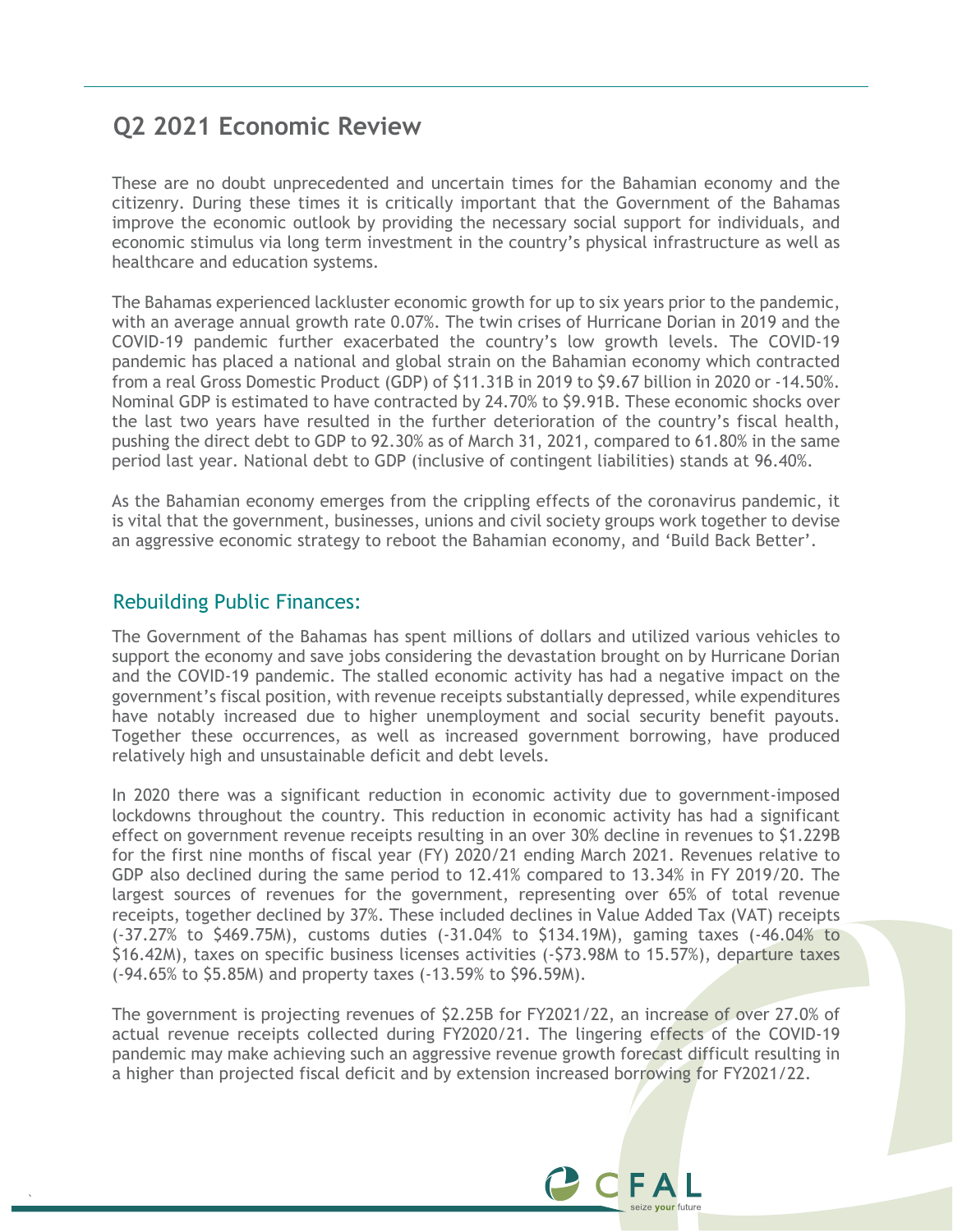## Q2 2021 Economic Review

These are no doubt unprecedented and uncertain times for the Bahamian economy and the citizenry. During these times it is critically important that the Government of the Bahamas improve the economic outlook by providing the necessary social support for individuals, and economic stimulus via long term investment in the country's physical infrastructure as well as healthcare and education systems.

The Bahamas experienced lackluster economic growth for up to six years prior to the pandemic, with an average annual growth rate 0.07%. The twin crises of Hurricane Dorian in 2019 and the COVID-19 pandemic further exacerbated the country's low growth levels. The COVID-19 pandemic has placed a national and global strain on the Bahamian economy which contracted from a real Gross Domestic Product (GDP) of $11.31B in 2019 to $9.67 billion in 2020 or -14.50%. Nominal GDP is estimated to have contracted by 24.70% to $9.91B. These economic shocks over the last two years have resulted in the further deterioration of the country's fiscal health, pushing the direct debt to GDP to 92.30% as of March 31, 2021, compared to 61.80% in the same period last year. National debt to GDP (inclusive of contingent liabilities) stands at 96.40%.

As the Bahamian economy emerges from the crippling effects of the coronavirus pandemic, it is vital that the government, businesses, unions and civil society groups work together to devise an aggressive economic strategy to reboot the Bahamian economy, and 'Build Back Better'.

### Rebuilding Public Finances:

The Government of the Bahamas has spent millions of dollars and utilized various vehicles to support the economy and save jobs considering the devastation brought on by Hurricane Dorian and the COVID-19 pandemic. The stalled economic activity has had a negative impact on the government's fiscal position, with revenue receipts substantially depressed, while expenditures have notably increased due to higher unemployment and social security benefit payouts. Together these occurrences, as well as increased government borrowing, have produced relatively high and unsustainable deficit and debt levels.

In 2020 there was a significant reduction in economic activity due to government-imposed lockdowns throughout the country. This reduction in economic activity has had a significant effect on government revenue receipts resulting in an over 30% decline in revenues to $1.229B for the first nine months of fiscal year (FY) 2020/21 ending March 2021. Revenues relative to GDP also declined during the same period to 12.41% compared to 13.34% in FY 2019/20. The largest sources of revenues for the government, representing over 65% of total revenue receipts, together declined by 37%. These included declines in Value Added Tax (VAT) receipts (-37.27% to $469.75M), customs duties (-31.04% to $134.19M), gaming taxes (-46.04% to $16.42M), taxes on specific business licenses activities (-$73.98M to 15.57%), departure taxes (-94.65% to $5.85M) and property taxes (-13.59% to $96.59M).

The government is projecting revenues of $2.25B for FY2021/22, an increase of over 27.0% of actual revenue receipts collected during FY2020/21. The lingering effects of the COVID-19 pandemic may make achieving such an aggressive revenue growth forecast difficult resulting in a higher than projected fiscal deficit and by extension increased borrowing for FY2021/22.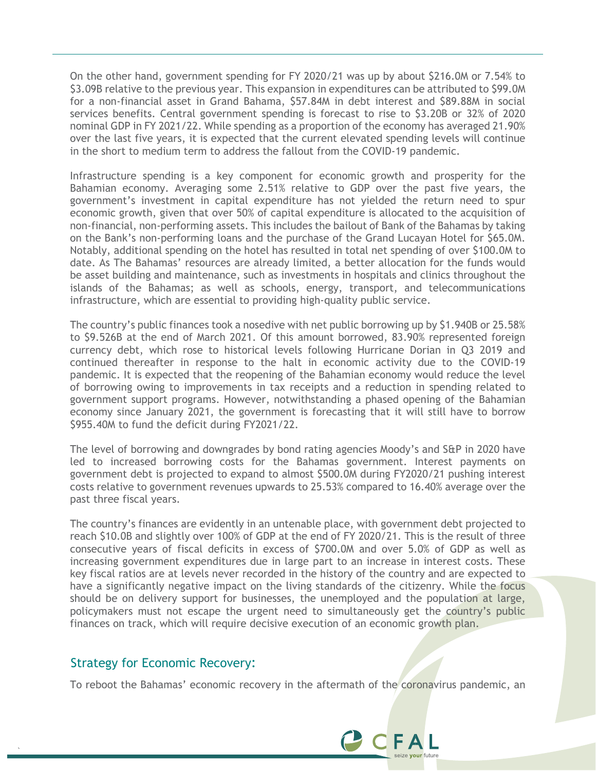On the other hand, government spending for FY 2020/21 was up by about $216.0M or 7.54% to $3.09B relative to the previous year. This expansion in expenditures can be attributed to $99.0M for a non-financial asset in Grand Bahama, $57.84M in debt interest and $89.88M in social services benefits. Central government spending is forecast to rise to $3.20B or 32% of 2020 nominal GDP in FY 2021/22. While spending as a proportion of the economy has averaged 21.90% over the last five years, it is expected that the current elevated spending levels will continue in the short to medium term to address the fallout from the COVID-19 pandemic.

Infrastructure spending is a key component for economic growth and prosperity for the Bahamian economy. Averaging some 2.51% relative to GDP over the past five years, the government's investment in capital expenditure has not yielded the return need to spur economic growth, given that over 50% of capital expenditure is allocated to the acquisition of non-financial, non-performing assets. This includes the bailout of Bank of the Bahamas by taking on the Bank's non-performing loans and the purchase of the Grand Lucayan Hotel for $65.0M. Notably, additional spending on the hotel has resulted in total net spending of over $100.0M to date. As The Bahamas' resources are already limited, a better allocation for the funds would be asset building and maintenance, such as investments in hospitals and clinics throughout the islands of the Bahamas; as well as schools, energy, transport, and telecommunications infrastructure, which are essential to providing high-quality public service.

The country's public finances took a nosedive with net public borrowing up by $1.940B or 25.58% to $9.526B at the end of March 2021. Of this amount borrowed, 83.90% represented foreign currency debt, which rose to historical levels following Hurricane Dorian in Q3 2019 and continued thereafter in response to the halt in economic activity due to the COVID-19 pandemic. It is expected that the reopening of the Bahamian economy would reduce the level of borrowing owing to improvements in tax receipts and a reduction in spending related to government support programs. However, notwithstanding a phased opening of the Bahamian economy since January 2021, the government is forecasting that it will still have to borrow $955.40M to fund the deficit during FY2021/22.

The level of borrowing and downgrades by bond rating agencies Moody's and S&P in 2020 have led to increased borrowing costs for the Bahamas government. Interest payments on government debt is projected to expand to almost $500.0M during FY2020/21 pushing interest costs relative to government revenues upwards to 25.53% compared to 16.40% average over the past three fiscal years.

The country's finances are evidently in an untenable place, with government debt projected to reach $10.0B and slightly over 100% of GDP at the end of FY 2020/21. This is the result of three consecutive years of fiscal deficits in excess of $700.0M and over 5.0% of GDP as well as increasing government expenditures due in large part to an increase in interest costs. These key fiscal ratios are at levels never recorded in the history of the country and are expected to have a significantly negative impact on the living standards of the citizenry. While the focus should be on delivery support for businesses, the unemployed and the population at large, policymakers must not escape the urgent need to simultaneously get the country's public finances on track, which will require decisive execution of an economic growth plan.

## Strategy for Economic Recovery:

To reboot the Bahamas' economic recovery in the aftermath of the coronavirus pandemic, an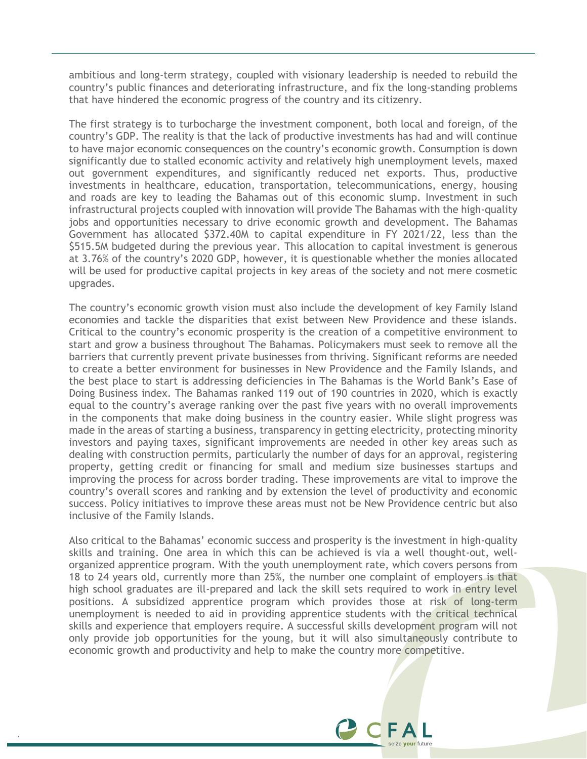ambitious and long-term strategy, coupled with visionary leadership is needed to rebuild the country's public finances and deteriorating infrastructure, and fix the long-standing problems that have hindered the economic progress of the country and its citizenry.

The first strategy is to turbocharge the investment component, both local and foreign, of the country's GDP. The reality is that the lack of productive investments has had and will continue to have major economic consequences on the country's economic growth. Consumption is down significantly due to stalled economic activity and relatively high unemployment levels, maxed out government expenditures, and significantly reduced net exports. Thus, productive investments in healthcare, education, transportation, telecommunications, energy, housing and roads are key to leading the Bahamas out of this economic slump. Investment in such infrastructural projects coupled with innovation will provide The Bahamas with the high-quality jobs and opportunities necessary to drive economic growth and development. The Bahamas Government has allocated \$372.40M to capital expenditure in FY 2021/22, less than the \$515.5M budgeted during the previous year. This allocation to capital investment is generous at 3.76% of the country's 2020 GDP, however, it is questionable whether the monies allocated will be used for productive capital projects in key areas of the society and not mere cosmetic upgrades.

The country's economic growth vision must also include the development of key Family Island economies and tackle the disparities that exist between New Providence and these islands. Critical to the country's economic prosperity is the creation of a competitive environment to start and grow a business throughout The Bahamas. Policymakers must seek to remove all the barriers that currently prevent private businesses from thriving. Significant reforms are needed to create a better environment for businesses in New Providence and the Family Islands, and the best place to start is addressing deficiencies in The Bahamas is the World Bank's Ease of Doing Business index. The Bahamas ranked 119 out of 190 countries in 2020, which is exactly equal to the country's average ranking over the past five years with no overall improvements in the components that make doing business in the country easier. While slight progress was made in the areas of starting a business, transparency in getting electricity, protecting minority investors and paying taxes, significant improvements are needed in other key areas such as dealing with construction permits, particularly the number of days for an approval, registering property, getting credit or financing for small and medium size businesses startups and improving the process for across border trading. These improvements are vital to improve the country's overall scores and ranking and by extension the level of productivity and economic success. Policy initiatives to improve these areas must not be New Providence centric but also inclusive of the Family Islands.

Also critical to the Bahamas' economic success and prosperity is the investment in high-quality skills and training. One area in which this can be achieved is via a well thought-out, well-organized apprentice program. With the youth unemployment rate, which covers persons from 18 to 24 years old, currently more than 25%, the number one complaint of employers is that high school graduates are ill-prepared and lack the skill sets required to work in entry level positions. A subsidized apprentice program which provides those at risk of long-term unemployment is needed to aid in providing apprentice students with the critical technical skills and experience that employers require. A successful skills development program will not only provide job opportunities for the young, but it will also simultaneously contribute to economic growth and productivity and help to make the country more competitive.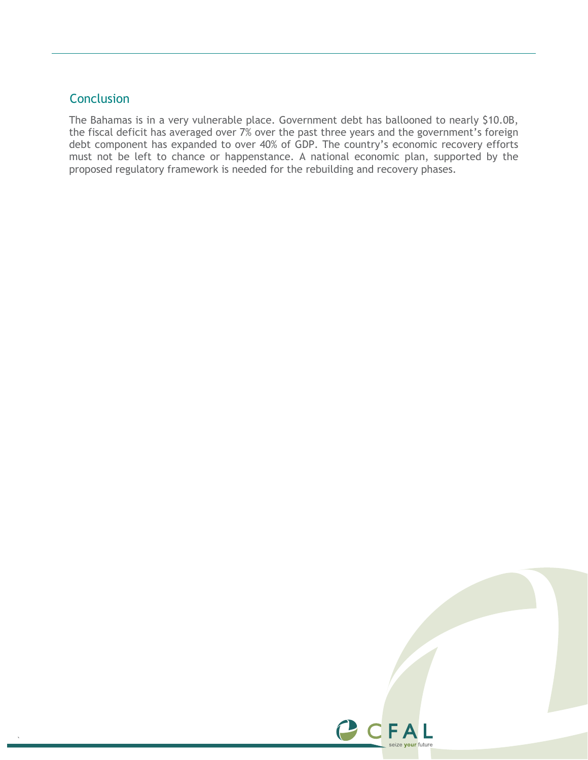## Conclusion

The Bahamas is in a very vulnerable place. Government debt has ballooned to nearly $10.0B, the fiscal deficit has averaged over 7% over the past three years and the government's foreign debt component has expanded to over 40% of GDP. The country's economic recovery efforts must not be left to chance or happenstance. A national economic plan, supported by the proposed regulatory framework is needed for the rebuilding and recovery phases.